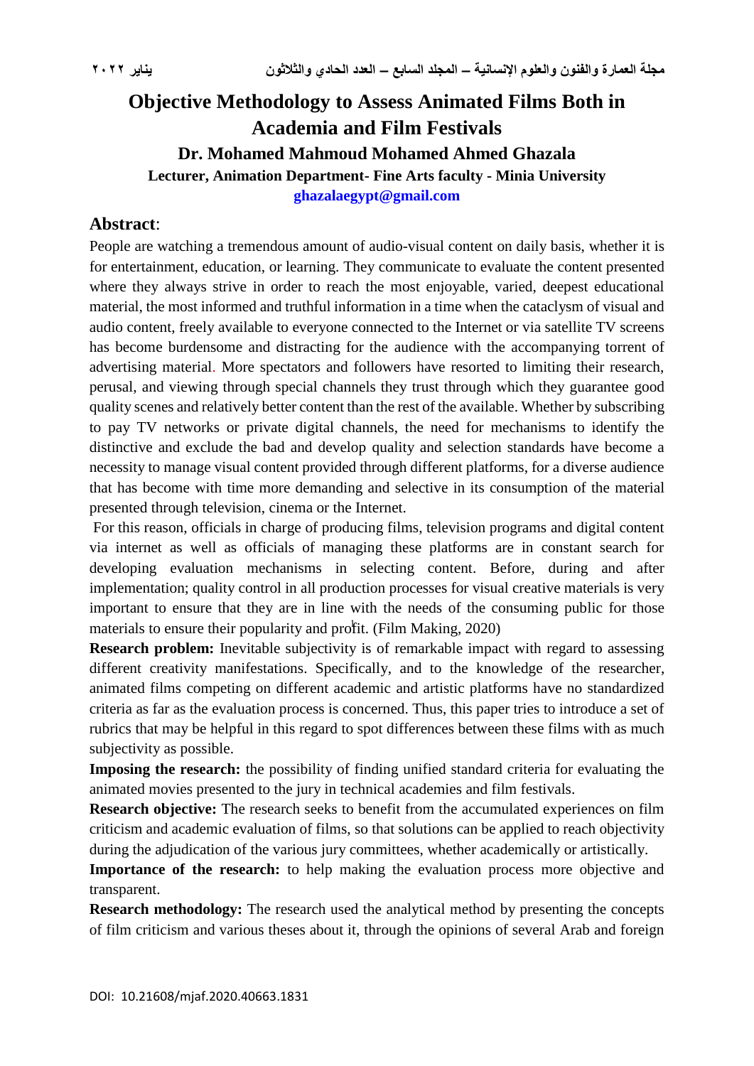# Objective Methodology to Assess Animated Films Both in Academia and Film Festivals

### Dr. Mohamed Mahmoud Mohamed Ahmed Ghazala

**Lecturer, Animation Department- Fine Arts faculty - Minia University**

**ghazalaegypt@gmail.com**

## Abstract:

People are watching a tremendous amount of audio-visual content on daily basis, whether it is for entertainment, education, or learning. They communicate to evaluate the content presented where they always strive in order to reach the most enjoyable, varied, deepest educational material, the most informed and truthful information in a time when the cataclysm of visual and audio content, freely available to everyone connected to the Internet or via satellite TV screens has become burdensome and distracting for the audience with the accompanying torrent of advertising material. More spectators and followers have resorted to limiting their research, perusal, and viewing through special channels they trust through which they guarantee good quality scenes and relatively better content than the rest of the available. Whether by subscribing to pay TV networks or private digital channels, the need for mechanisms to identify the distinctive and exclude the bad and develop quality and selection standards have become a necessity to manage visual content provided through different platforms, for a diverse audience that has become with time more demanding and selective in its consumption of the material presented through television, cinema or the Internet.

For this reason, officials in charge of producing films, television programs and digital content via internet as well as officials of managing these platforms are in constant search for developing evaluation mechanisms in selecting content. Before, during and after implementation; quality control in all production processes for visual creative materials is very important to ensure that they are in line with the needs of the consuming public for those materials to ensure their popularity and profit. (Film Making, 2020)

**Research problem:** Inevitable subjectivity is of remarkable impact with regard to assessing different creativity manifestations. Specifically, and to the knowledge of the researcher, animated films competing on different academic and artistic platforms have no standardized criteria as far as the evaluation process is concerned. Thus, this paper tries to introduce a set of rubrics that may be helpful in this regard to spot differences between these films with as much subjectivity as possible.

**Imposing the research:** the possibility of finding unified standard criteria for evaluating the animated movies presented to the jury in technical academies and film festivals.

**Research objective:** The research seeks to benefit from the accumulated experiences on film criticism and academic evaluation of films, so that solutions can be applied to reach objectivity during the adjudication of the various jury committees, whether academically or artistically.

**Importance of the research:** to help making the evaluation process more objective and transparent.

**Research methodology:** The research used the analytical method by presenting the concepts of film criticism and various theses about it, through the opinions of several Arab and foreign

DOI: 10.21608/mjaf.2020.40663.1831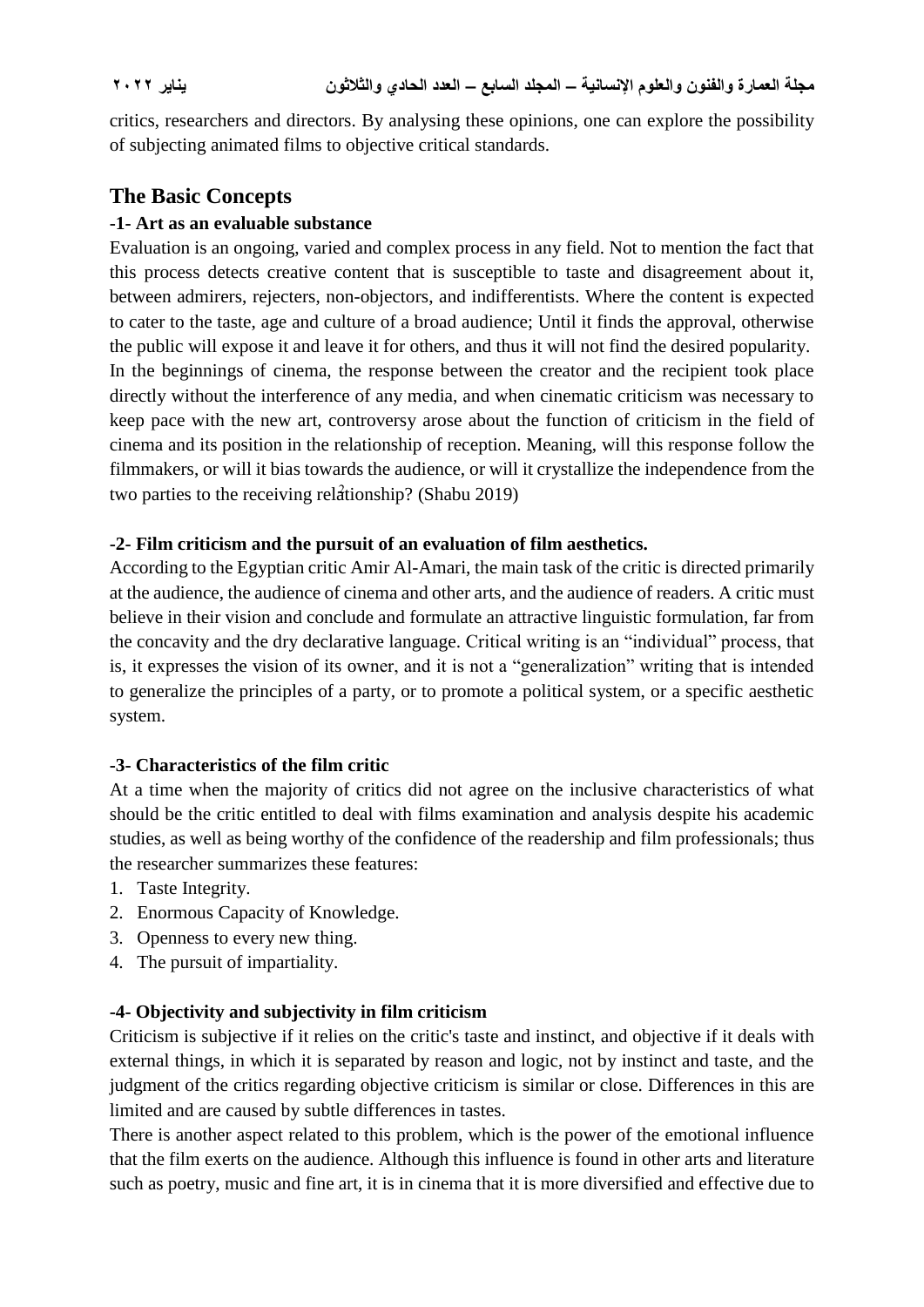critics, researchers and directors. By analysing these opinions, one can explore the possibility of subjecting animated films to objective critical standards.

## The Basic Concepts

### -1- Art as an evaluable substance

Evaluation is an ongoing, varied and complex process in any field. Not to mention the fact that this process detects creative content that is susceptible to taste and disagreement about it, between admirers, rejecters, non-objectors, and indifferentists. Where the content is expected to cater to the taste, age and culture of a broad audience; Until it finds the approval, otherwise the public will expose it and leave it for others, and thus it will not find the desired popularity.

In the beginnings of cinema, the response between the creator and the recipient took place directly without the interference of any media, and when cinematic criticism was necessary to keep pace with the new art, controversy arose about the function of criticism in the field of cinema and its position in the relationship of reception. Meaning, will this response follow the filmmakers, or will it bias towards the audience, or will it crystallize the independence from the two parties to the receiving relationship? (Shabu 2019)

### -2- Film criticism and the pursuit of an evaluation of film aesthetics.

According to the Egyptian critic Amir Al-Amari, the main task of the critic is directed primarily at the audience, the audience of cinema and other arts, and the audience of readers. A critic must believe in their vision and conclude and formulate an attractive linguistic formulation, far from the concavity and the dry declarative language. Critical writing is an "individual" process, that is, it expresses the vision of its owner, and it is not a "generalization" writing that is intended to generalize the principles of a party, or to promote a political system, or a specific aesthetic system.

### -3- Characteristics of the film critic

At a time when the majority of critics did not agree on the inclusive characteristics of what should be the critic entitled to deal with films examination and analysis despite his academic studies, as well as being worthy of the confidence of the readership and film professionals; thus the researcher summarizes these features:

1. Taste Integrity.
2. Enormous Capacity of Knowledge.
3. Openness to every new thing.
4. The pursuit of impartiality.

### -4- Objectivity and subjectivity in film criticism

Criticism is subjective if it relies on the critic's taste and instinct, and objective if it deals with external things, in which it is separated by reason and logic, not by instinct and taste, and the judgment of the critics regarding objective criticism is similar or close. Differences in this are limited and are caused by subtle differences in tastes.

There is another aspect related to this problem, which is the power of the emotional influence that the film exerts on the audience. Although this influence is found in other arts and literature such as poetry, music and fine art, it is in cinema that it is more diversified and effective due to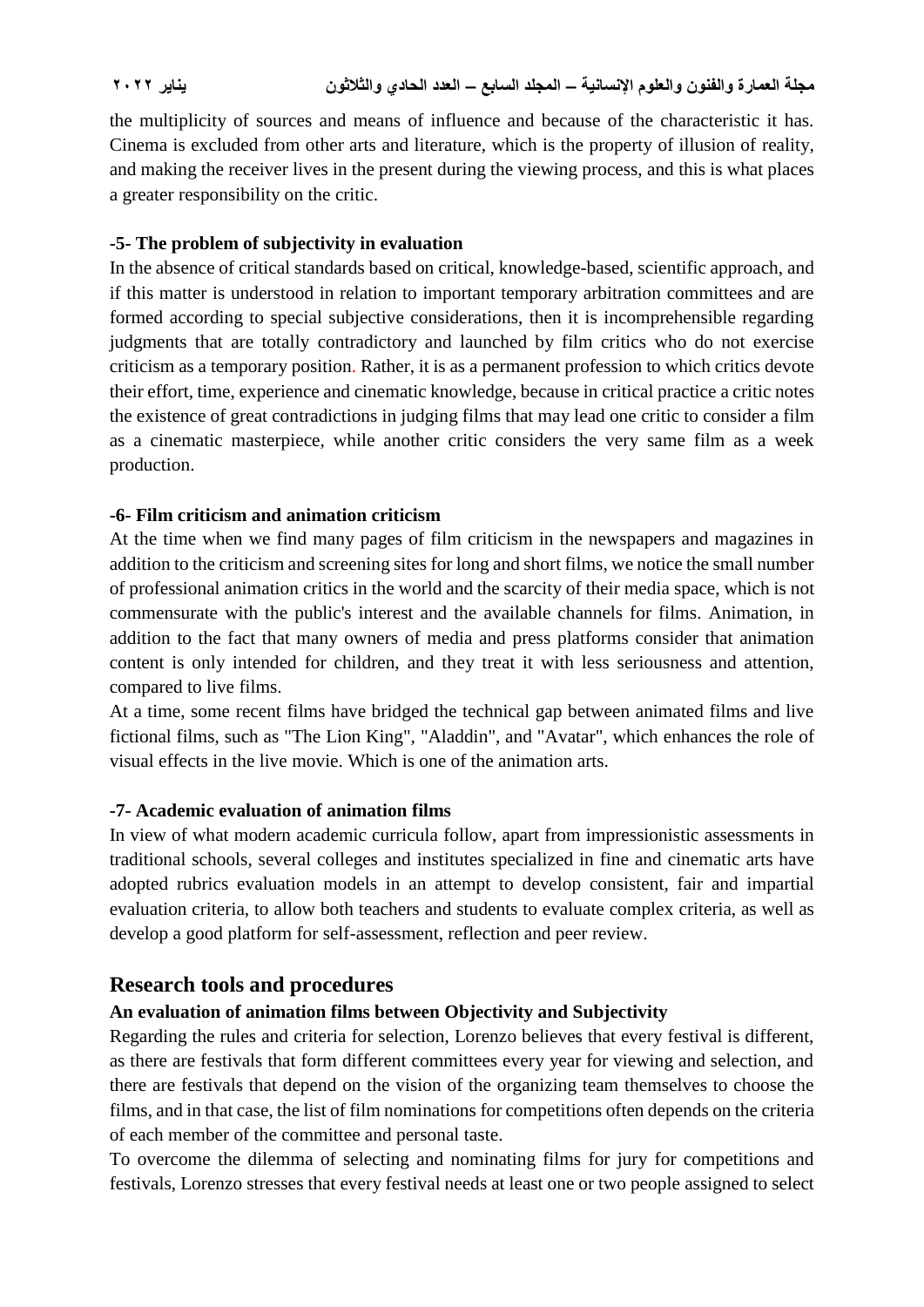the multiplicity of sources and means of influence and because of the characteristic it has. Cinema is excluded from other arts and literature, which is the property of illusion of reality, and making the receiver lives in the present during the viewing process, and this is what places a greater responsibility on the critic.

**-5- The problem of subjectivity in evaluation**

In the absence of critical standards based on critical, knowledge-based, scientific approach, and if this matter is understood in relation to important temporary arbitration committees and are formed according to special subjective considerations, then it is incomprehensible regarding judgments that are totally contradictory and launched by film critics who do not exercise criticism as a temporary position. Rather, it is as a permanent profession to which critics devote their effort, time, experience and cinematic knowledge, because in critical practice a critic notes the existence of great contradictions in judging films that may lead one critic to consider a film as a cinematic masterpiece, while another critic considers the very same film as a week production.

**-6- Film criticism and animation criticism**

At the time when we find many pages of film criticism in the newspapers and magazines in addition to the criticism and screening sites for long and short films, we notice the small number of professional animation critics in the world and the scarcity of their media space, which is not commensurate with the public's interest and the available channels for films. Animation, in addition to the fact that many owners of media and press platforms consider that animation content is only intended for children, and they treat it with less seriousness and attention, compared to live films.

At a time, some recent films have bridged the technical gap between animated films and live fictional films, such as "The Lion King", "Aladdin", and "Avatar", which enhances the role of visual effects in the live movie. Which is one of the animation arts.

**-7- Academic evaluation of animation films**

In view of what modern academic curricula follow, apart from impressionistic assessments in traditional schools, several colleges and institutes specialized in fine and cinematic arts have adopted rubrics evaluation models in an attempt to develop consistent, fair and impartial evaluation criteria, to allow both teachers and students to evaluate complex criteria, as well as develop a good platform for self-assessment, reflection and peer review.

## Research tools and procedures

**An evaluation of animation films between Objectivity and Subjectivity**

Regarding the rules and criteria for selection, Lorenzo believes that every festival is different, as there are festivals that form different committees every year for viewing and selection, and there are festivals that depend on the vision of the organizing team themselves to choose the films, and in that case, the list of film nominations for competitions often depends on the criteria of each member of the committee and personal taste.

To overcome the dilemma of selecting and nominating films for jury for competitions and festivals, Lorenzo stresses that every festival needs at least one or two people assigned to select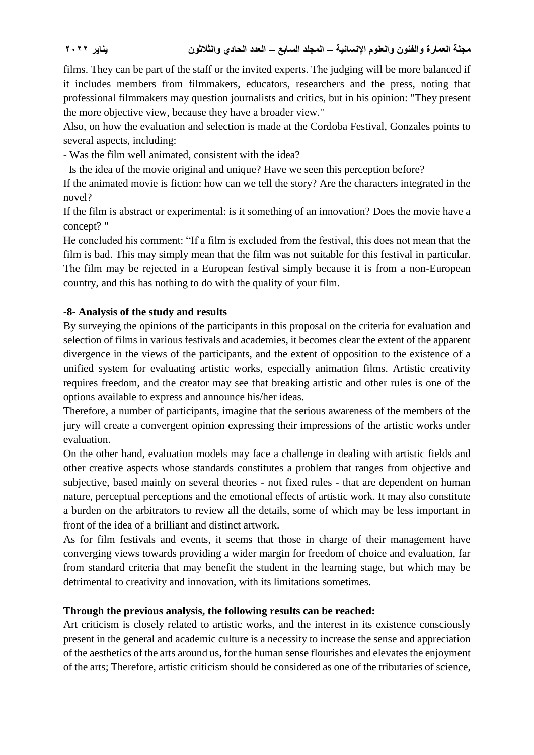films. They can be part of the staff or the invited experts. The judging will be more balanced if it includes members from filmmakers, educators, researchers and the press, noting that professional filmmakers may question journalists and critics, but in his opinion: "They present the more objective view, because they have a broader view."

Also, on how the evaluation and selection is made at the Cordoba Festival, Gonzales points to several aspects, including:

- Was the film well animated, consistent with the idea?

Is the idea of the movie original and unique? Have we seen this perception before?

If the animated movie is fiction: how can we tell the story? Are the characters integrated in the novel?

If the film is abstract or experimental: is it something of an innovation? Does the movie have a concept? "

He concluded his comment: "If a film is excluded from the festival, this does not mean that the film is bad. This may simply mean that the film was not suitable for this festival in particular. The film may be rejected in a European festival simply because it is from a non-European country, and this has nothing to do with the quality of your film.

**-8- Analysis of the study and results**

By surveying the opinions of the participants in this proposal on the criteria for evaluation and selection of films in various festivals and academies, it becomes clear the extent of the apparent divergence in the views of the participants, and the extent of opposition to the existence of a unified system for evaluating artistic works, especially animation films. Artistic creativity requires freedom, and the creator may see that breaking artistic and other rules is one of the options available to express and announce his/her ideas.

Therefore, a number of participants, imagine that the serious awareness of the members of the jury will create a convergent opinion expressing their impressions of the artistic works under evaluation.

On the other hand, evaluation models may face a challenge in dealing with artistic fields and other creative aspects whose standards constitutes a problem that ranges from objective and subjective, based mainly on several theories - not fixed rules - that are dependent on human nature, perceptual perceptions and the emotional effects of artistic work. It may also constitute a burden on the arbitrators to review all the details, some of which may be less important in front of the idea of a brilliant and distinct artwork.

As for film festivals and events, it seems that those in charge of their management have converging views towards providing a wider margin for freedom of choice and evaluation, far from standard criteria that may benefit the student in the learning stage, but which may be detrimental to creativity and innovation, with its limitations sometimes.

**Through the previous analysis, the following results can be reached:**

Art criticism is closely related to artistic works, and the interest in its existence consciously present in the general and academic culture is a necessity to increase the sense and appreciation of the aesthetics of the arts around us, for the human sense flourishes and elevates the enjoyment of the arts; Therefore, artistic criticism should be considered as one of the tributaries of science,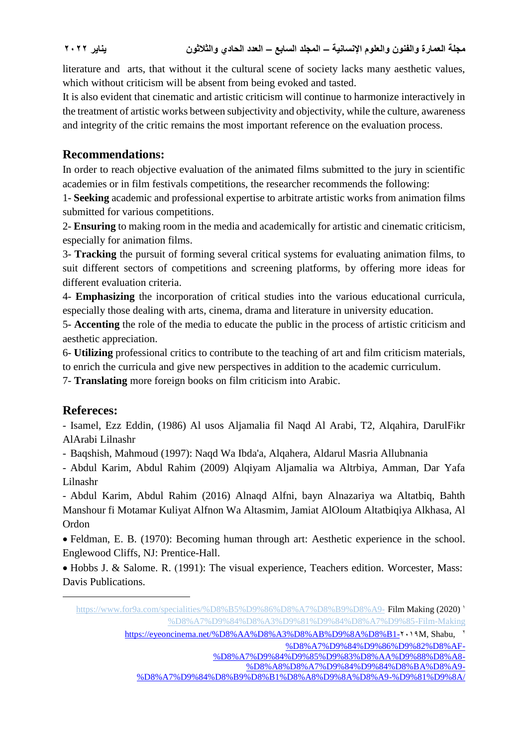literature and arts, that without it the cultural scene of society lacks many aesthetic values, which without criticism will be absent from being evoked and tasted.

It is also evident that cinematic and artistic criticism will continue to harmonize interactively in the treatment of artistic works between subjectivity and objectivity, while the culture, awareness and integrity of the critic remains the most important reference on the evaluation process.

## Recommendations:

In order to reach objective evaluation of the animated films submitted to the jury in scientific academies or in film festivals competitions, the researcher recommends the following:

1- **Seeking** academic and professional expertise to arbitrate artistic works from animation films submitted for various competitions.

2- **Ensuring** to making room in the media and academically for artistic and cinematic criticism, especially for animation films.

3- **Tracking** the pursuit of forming several critical systems for evaluating animation films, to suit different sectors of competitions and screening platforms, by offering more ideas for different evaluation criteria.

4- **Emphasizing** the incorporation of critical studies into the various educational curricula, especially those dealing with arts, cinema, drama and literature in university education.

5- **Accenting** the role of the media to educate the public in the process of artistic criticism and aesthetic appreciation.

6- **Utilizing** professional critics to contribute to the teaching of art and film criticism materials, to enrich the curricula and give new perspectives in addition to the academic curriculum.

7- **Translating** more foreign books on film criticism into Arabic.

## Refereces:

- Isamel, Ezz Eddin, (1986) Al usos Aljamalia fil Naqd Al Arabi, T2, Alqahira, DarulFikr AlArabi Lilnashr
- Baqshish, Mahmoud (1997): Naqd Wa Ibda'a, Alqahera, Aldarul Masria Allubnania
- Abdul Karim, Abdul Rahim (2009) Alqiyam Aljamalia wa Altrbiya, Amman, Dar Yafa Lilnashr
- Abdul Karim, Abdul Rahim (2016) Alnaqd Alfni, bayn Alnazariya wa Altatbiq, Bahth Manshour fi Motamar Kuliyat Alfnon Wa Altasmim, Jamiat AlOloum Altatbiqiya Alkhasa, Al Ordon

• Feldman, E. B. (1970): Becoming human through art: Aesthetic experience in the school. Englewood Cliffs, NJ: Prentice-Hall.

• Hobbs J. & Salome. R. (1991): The visual experience, Teachers edition. Worcester, Mass: Davis Publications.

---

[1] Film Making (2020) https://www.for9a.com/specialities/%D8%B5%D9%86%D8%A7%D8%B9%D8%A9-%D8%A7%D9%84%D8%A3%D9%81%D9%84%D8%A7%D9%85-Film-Making

[2] Shabu, ٢٠١٩M, https://eyeoncinema.net/%D8%AA%D8%A3%D8%AB%D9%8A%D8%B1-%D8%A7%D9%84%D9%86%D9%82%D8%AF-%D8%A7%D9%84%D9%85%D9%83%D8%AA%D9%88%D8%A8-%D8%A8%D8%A7%D9%84%D9%84%D8%BA%D8%A9-%D8%A7%D9%84%D8%B9%D8%B1%D8%A8%D9%8A%D8%A9-%D9%81%D9%8A/